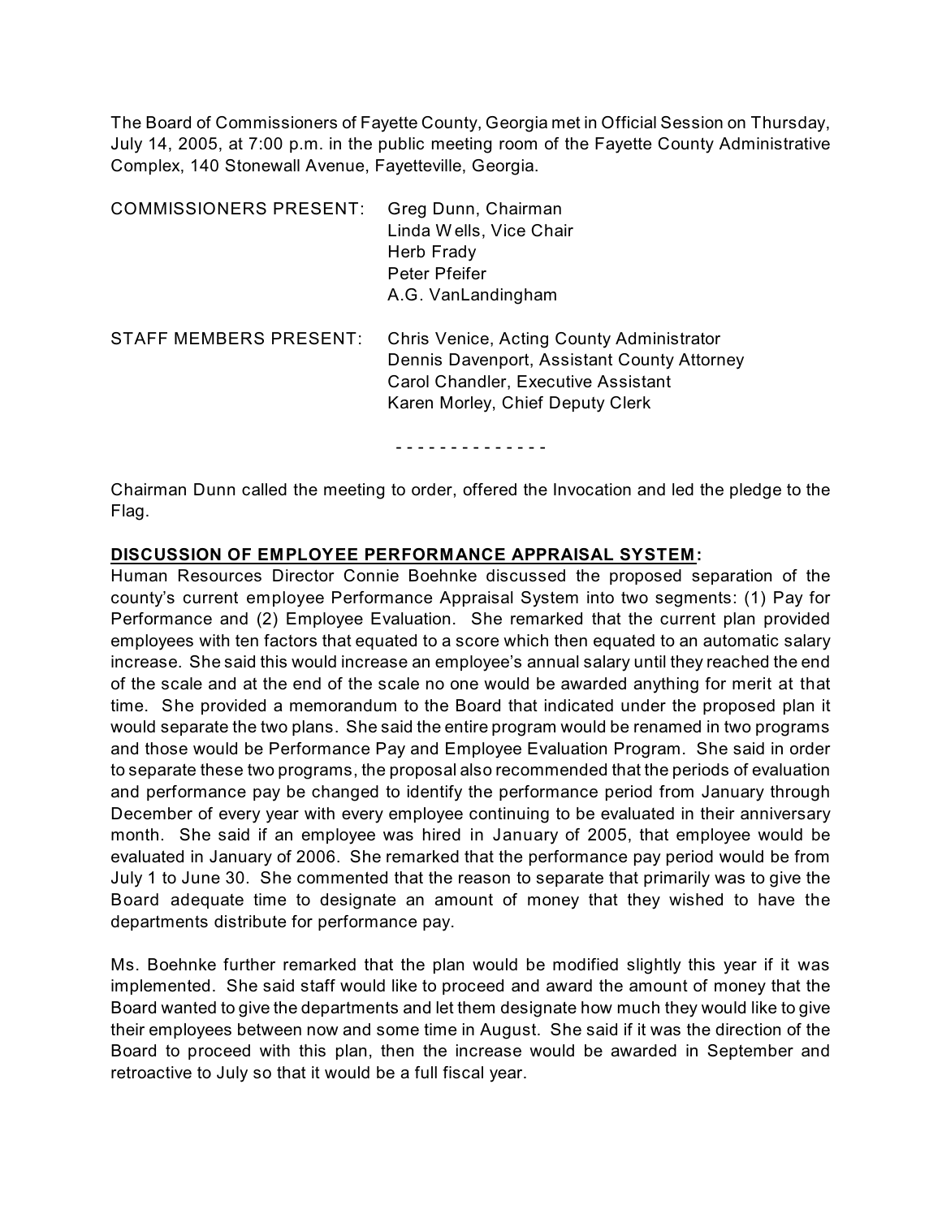The Board of Commissioners of Fayette County, Georgia met in Official Session on Thursday, July 14, 2005, at 7:00 p.m. in the public meeting room of the Fayette County Administrative Complex, 140 Stonewall Avenue, Fayetteville, Georgia.

| | |
|---|---|
| COMMISSIONERS PRESENT: | Greg Dunn, Chairman |
| | Linda Wells, Vice Chair |
| | Herb Frady |
| | Peter Pfeifer |
| | A.G. VanLandingham |
| STAFF MEMBERS PRESENT: | Chris Venice, Acting County Administrator |
| | Dennis Davenport, Assistant County Attorney |
| | Carol Chandler, Executive Assistant |
| | Karen Morley, Chief Deputy Clerk |

- - - - - - - - - - - - - -

Chairman Dunn called the meeting to order, offered the Invocation and led the pledge to the Flag.

**DISCUSSION OF EMPLOYEE PERFORMANCE APPRAISAL SYSTEM:**
Human Resources Director Connie Boehnke discussed the proposed separation of the county's current employee Performance Appraisal System into two segments: (1) Pay for Performance and (2) Employee Evaluation. She remarked that the current plan provided employees with ten factors that equated to a score which then equated to an automatic salary increase. She said this would increase an employee's annual salary until they reached the end of the scale and at the end of the scale no one would be awarded anything for merit at that time. She provided a memorandum to the Board that indicated under the proposed plan it would separate the two plans. She said the entire program would be renamed in two programs and those would be Performance Pay and Employee Evaluation Program. She said in order to separate these two programs, the proposal also recommended that the periods of evaluation and performance pay be changed to identify the performance period from January through December of every year with every employee continuing to be evaluated in their anniversary month. She said if an employee was hired in January of 2005, that employee would be evaluated in January of 2006. She remarked that the performance pay period would be from July 1 to June 30. She commented that the reason to separate that primarily was to give the Board adequate time to designate an amount of money that they wished to have the departments distribute for performance pay.

Ms. Boehnke further remarked that the plan would be modified slightly this year if it was implemented. She said staff would like to proceed and award the amount of money that the Board wanted to give the departments and let them designate how much they would like to give their employees between now and some time in August. She said if it was the direction of the Board to proceed with this plan, then the increase would be awarded in September and retroactive to July so that it would be a full fiscal year.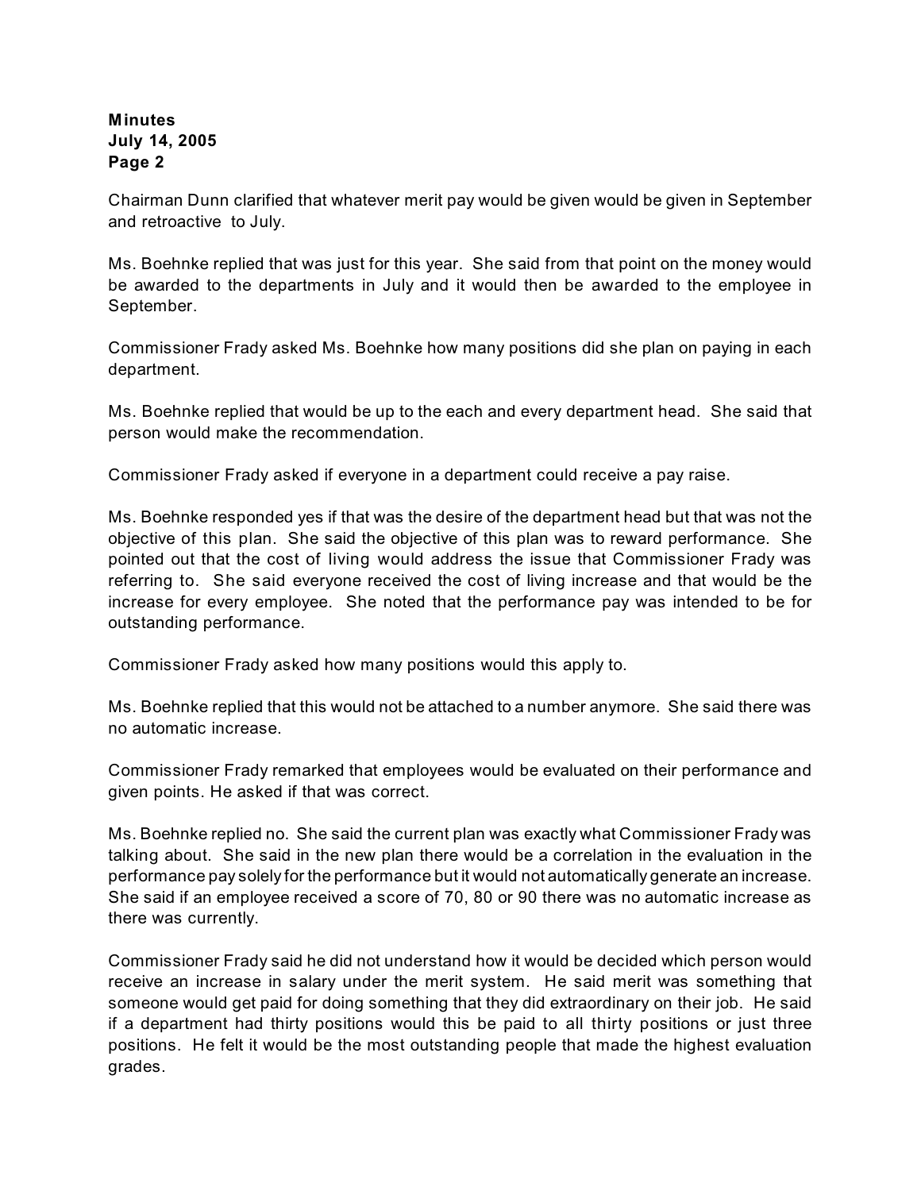Chairman Dunn clarified that whatever merit pay would be given would be given in September and retroactive to July.

Ms. Boehnke replied that was just for this year. She said from that point on the money would be awarded to the departments in July and it would then be awarded to the employee in September.

Commissioner Frady asked Ms. Boehnke how many positions did she plan on paying in each department.

Ms. Boehnke replied that would be up to the each and every department head. She said that person would make the recommendation.

Commissioner Frady asked if everyone in a department could receive a pay raise.

Ms. Boehnke responded yes if that was the desire of the department head but that was not the objective of this plan. She said the objective of this plan was to reward performance. She pointed out that the cost of living would address the issue that Commissioner Frady was referring to. She said everyone received the cost of living increase and that would be the increase for every employee. She noted that the performance pay was intended to be for outstanding performance.

Commissioner Frady asked how many positions would this apply to.

Ms. Boehnke replied that this would not be attached to a number anymore. She said there was no automatic increase.

Commissioner Frady remarked that employees would be evaluated on their performance and given points. He asked if that was correct.

Ms. Boehnke replied no. She said the current plan was exactly what Commissioner Frady was talking about. She said in the new plan there would be a correlation in the evaluation in the performance pay solely for the performance but it would not automatically generate an increase. She said if an employee received a score of 70, 80 or 90 there was no automatic increase as there was currently.

Commissioner Frady said he did not understand how it would be decided which person would receive an increase in salary under the merit system. He said merit was something that someone would get paid for doing something that they did extraordinary on their job. He said if a department had thirty positions would this be paid to all thirty positions or just three positions. He felt it would be the most outstanding people that made the highest evaluation grades.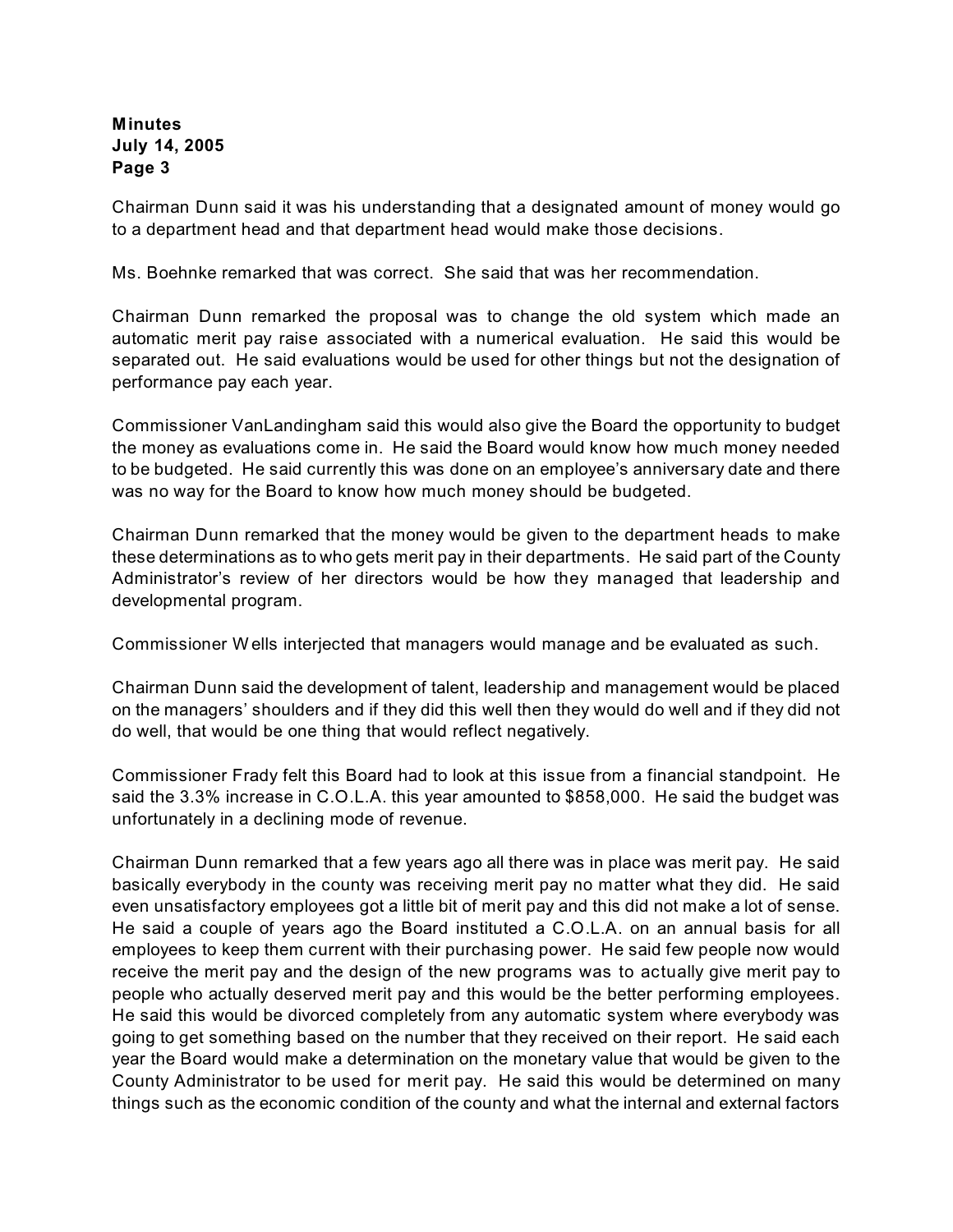Chairman Dunn said it was his understanding that a designated amount of money would go to a department head and that department head would make those decisions.

Ms. Boehnke remarked that was correct. She said that was her recommendation.

Chairman Dunn remarked the proposal was to change the old system which made an automatic merit pay raise associated with a numerical evaluation. He said this would be separated out. He said evaluations would be used for other things but not the designation of performance pay each year.

Commissioner VanLandingham said this would also give the Board the opportunity to budget the money as evaluations come in. He said the Board would know how much money needed to be budgeted. He said currently this was done on an employee's anniversary date and there was no way for the Board to know how much money should be budgeted.

Chairman Dunn remarked that the money would be given to the department heads to make these determinations as to who gets merit pay in their departments. He said part of the County Administrator's review of her directors would be how they managed that leadership and developmental program.

Commissioner Wells interjected that managers would manage and be evaluated as such.

Chairman Dunn said the development of talent, leadership and management would be placed on the managers' shoulders and if they did this well then they would do well and if they did not do well, that would be one thing that would reflect negatively.

Commissioner Frady felt this Board had to look at this issue from a financial standpoint. He said the 3.3% increase in C.O.L.A. this year amounted to $858,000. He said the budget was unfortunately in a declining mode of revenue.

Chairman Dunn remarked that a few years ago all there was in place was merit pay. He said basically everybody in the county was receiving merit pay no matter what they did. He said even unsatisfactory employees got a little bit of merit pay and this did not make a lot of sense. He said a couple of years ago the Board instituted a C.O.L.A. on an annual basis for all employees to keep them current with their purchasing power. He said few people now would receive the merit pay and the design of the new programs was to actually give merit pay to people who actually deserved merit pay and this would be the better performing employees. He said this would be divorced completely from any automatic system where everybody was going to get something based on the number that they received on their report. He said each year the Board would make a determination on the monetary value that would be given to the County Administrator to be used for merit pay. He said this would be determined on many things such as the economic condition of the county and what the internal and external factors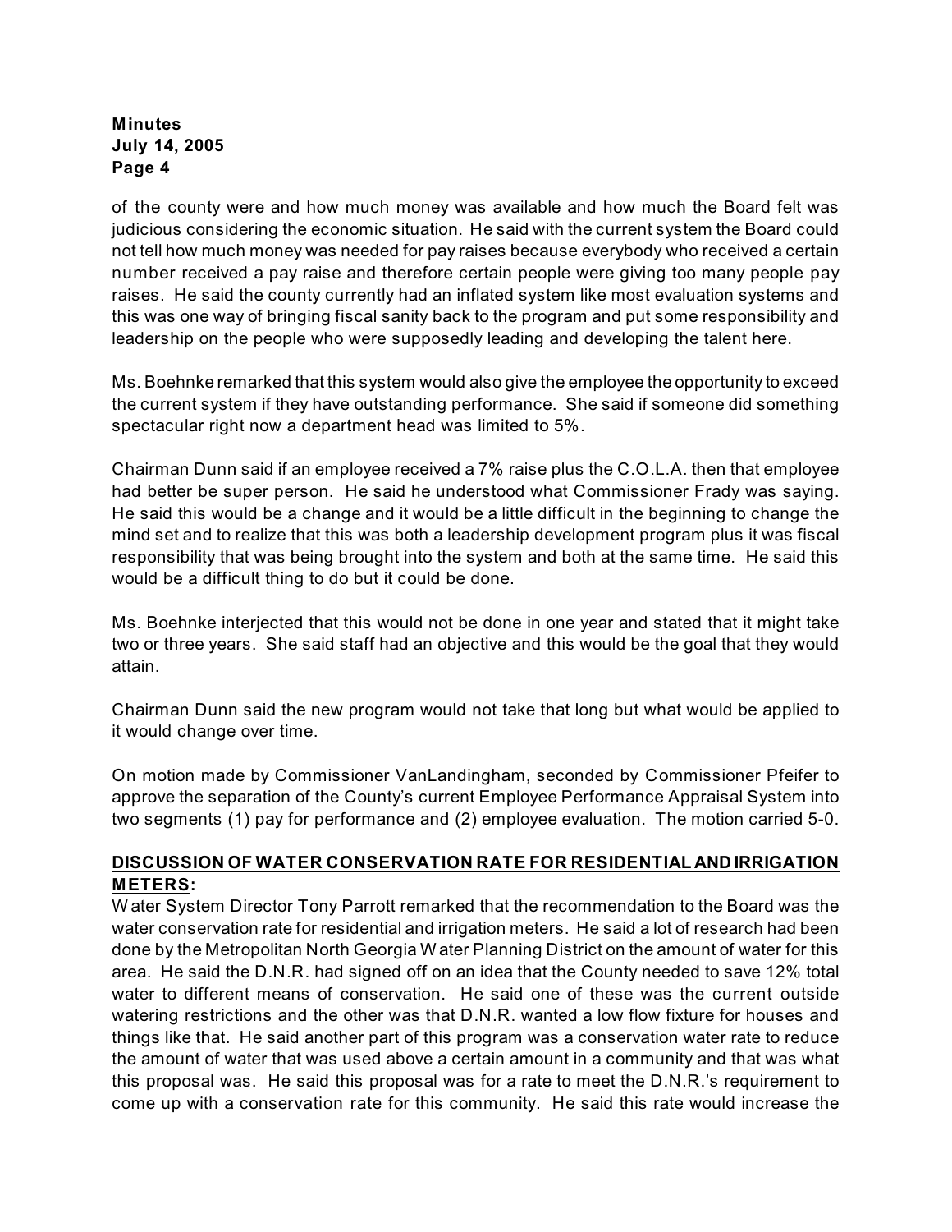of the county were and how much money was available and how much the Board felt was judicious considering the economic situation. He said with the current system the Board could not tell how much money was needed for pay raises because everybody who received a certain number received a pay raise and therefore certain people were giving too many people pay raises. He said the county currently had an inflated system like most evaluation systems and this was one way of bringing fiscal sanity back to the program and put some responsibility and leadership on the people who were supposedly leading and developing the talent here.

Ms. Boehnke remarked that this system would also give the employee the opportunity to exceed the current system if they have outstanding performance. She said if someone did something spectacular right now a department head was limited to 5%.

Chairman Dunn said if an employee received a 7% raise plus the C.O.L.A. then that employee had better be super person. He said he understood what Commissioner Frady was saying. He said this would be a change and it would be a little difficult in the beginning to change the mind set and to realize that this was both a leadership development program plus it was fiscal responsibility that was being brought into the system and both at the same time. He said this would be a difficult thing to do but it could be done.

Ms. Boehnke interjected that this would not be done in one year and stated that it might take two or three years. She said staff had an objective and this would be the goal that they would attain.

Chairman Dunn said the new program would not take that long but what would be applied to it would change over time.

On motion made by Commissioner VanLandingham, seconded by Commissioner Pfeifer to approve the separation of the County's current Employee Performance Appraisal System into two segments (1) pay for performance and (2) employee evaluation. The motion carried 5-0.

**DISCUSSION OF WATER CONSERVATION RATE FOR RESIDENTIAL AND IRRIGATION METERS:**

Water System Director Tony Parrott remarked that the recommendation to the Board was the water conservation rate for residential and irrigation meters. He said a lot of research had been done by the Metropolitan North Georgia Water Planning District on the amount of water for this area. He said the D.N.R. had signed off on an idea that the County needed to save 12% total water to different means of conservation. He said one of these was the current outside watering restrictions and the other was that D.N.R. wanted a low flow fixture for houses and things like that. He said another part of this program was a conservation water rate to reduce the amount of water that was used above a certain amount in a community and that was what this proposal was. He said this proposal was for a rate to meet the D.N.R.'s requirement to come up with a conservation rate for this community. He said this rate would increase the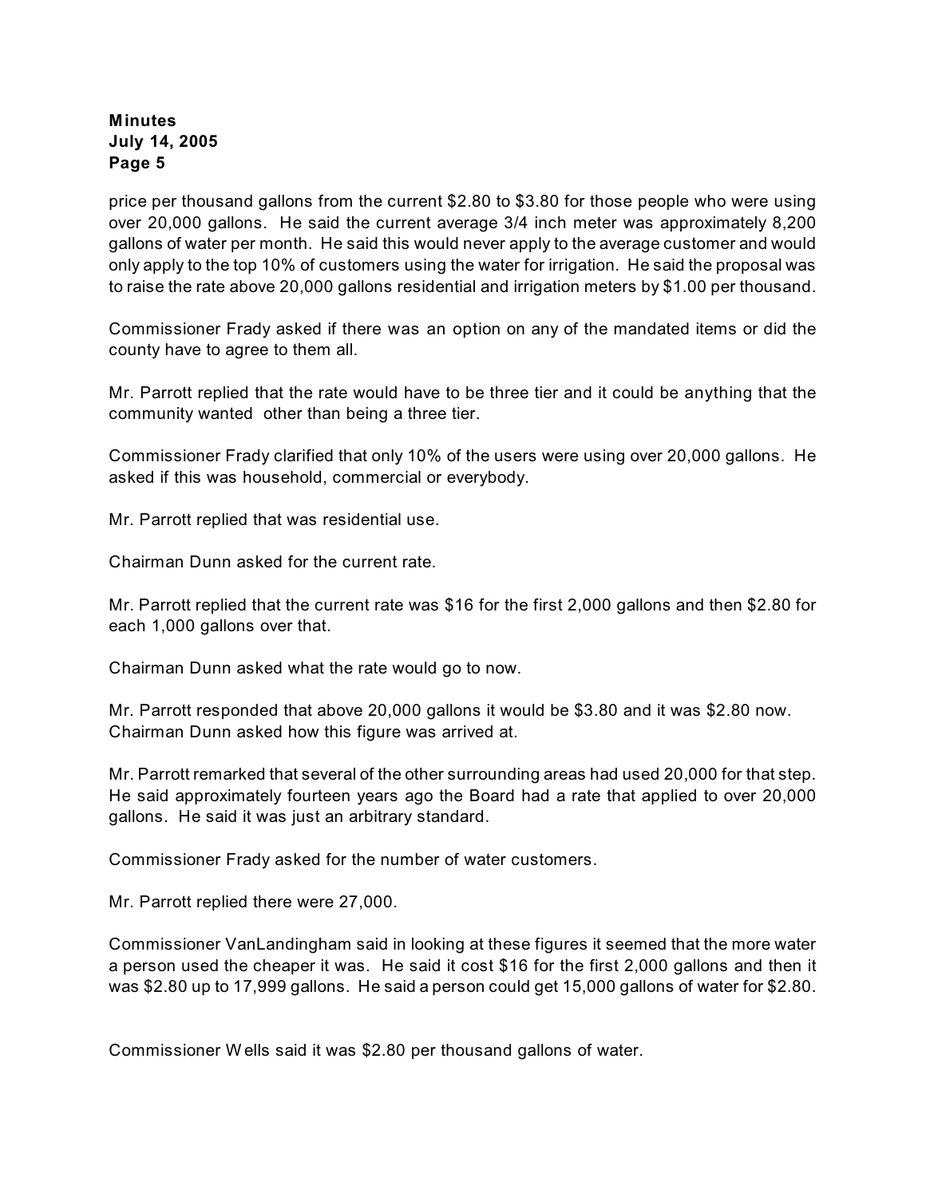price per thousand gallons from the current $2.80 to $3.80 for those people who were using over 20,000 gallons. He said the current average 3/4 inch meter was approximately 8,200 gallons of water per month. He said this would never apply to the average customer and would only apply to the top 10% of customers using the water for irrigation. He said the proposal was to raise the rate above 20,000 gallons residential and irrigation meters by $1.00 per thousand.

Commissioner Frady asked if there was an option on any of the mandated items or did the county have to agree to them all.

Mr. Parrott replied that the rate would have to be three tier and it could be anything that the community wanted other than being a three tier.

Commissioner Frady clarified that only 10% of the users were using over 20,000 gallons. He asked if this was household, commercial or everybody.

Mr. Parrott replied that was residential use.

Chairman Dunn asked for the current rate.

Mr. Parrott replied that the current rate was $16 for the first 2,000 gallons and then $2.80 for each 1,000 gallons over that.

Chairman Dunn asked what the rate would go to now.

Mr. Parrott responded that above 20,000 gallons it would be $3.80 and it was $2.80 now. Chairman Dunn asked how this figure was arrived at.

Mr. Parrott remarked that several of the other surrounding areas had used 20,000 for that step. He said approximately fourteen years ago the Board had a rate that applied to over 20,000 gallons. He said it was just an arbitrary standard.

Commissioner Frady asked for the number of water customers.

Mr. Parrott replied there were 27,000.

Commissioner VanLandingham said in looking at these figures it seemed that the more water a person used the cheaper it was. He said it cost $16 for the first 2,000 gallons and then it was $2.80 up to 17,999 gallons. He said a person could get 15,000 gallons of water for $2.80.

Commissioner Wells said it was $2.80 per thousand gallons of water.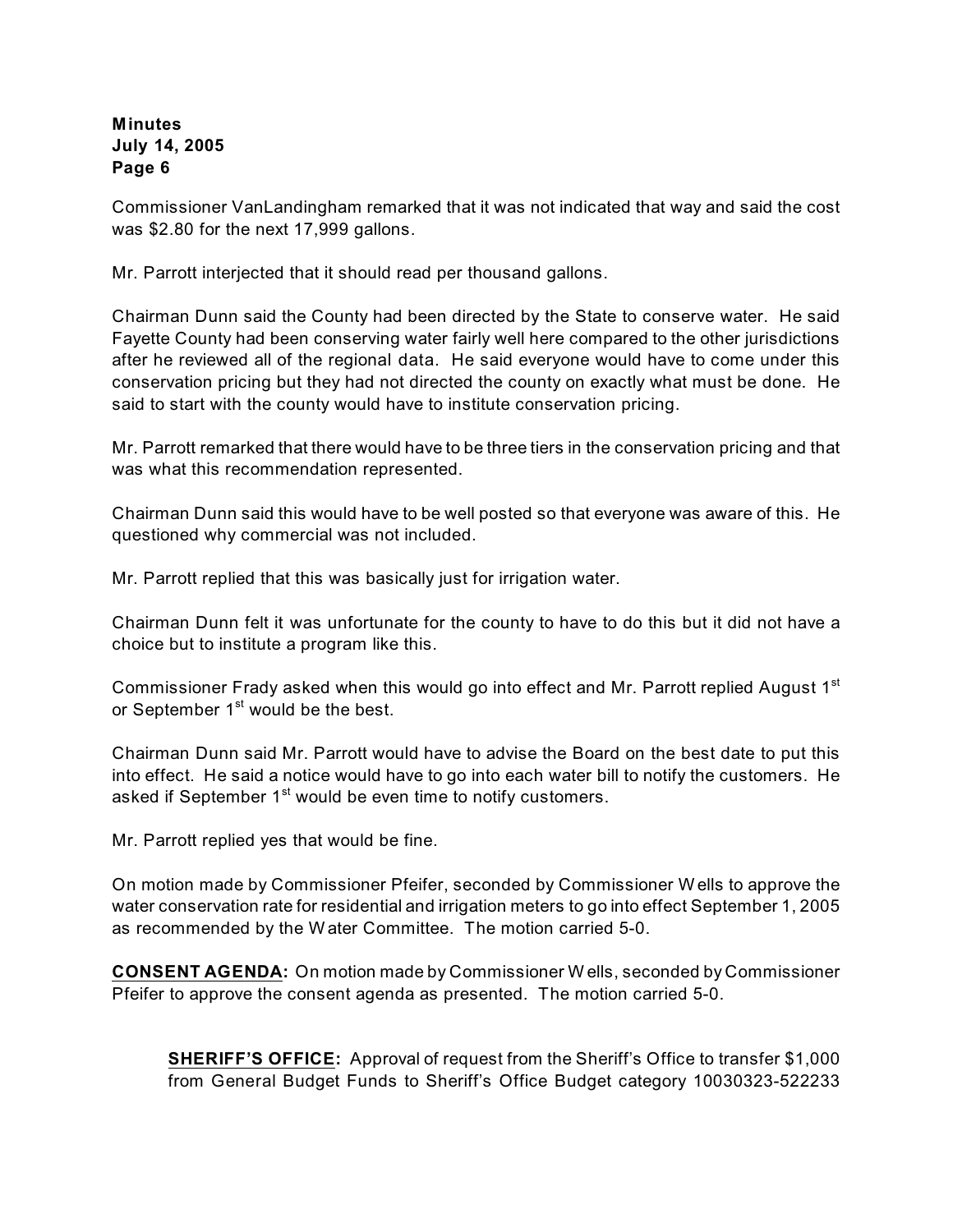Commissioner VanLandingham remarked that it was not indicated that way and said the cost was $2.80 for the next 17,999 gallons.

Mr. Parrott interjected that it should read per thousand gallons.

Chairman Dunn said the County had been directed by the State to conserve water. He said Fayette County had been conserving water fairly well here compared to the other jurisdictions after he reviewed all of the regional data. He said everyone would have to come under this conservation pricing but they had not directed the county on exactly what must be done. He said to start with the county would have to institute conservation pricing.

Mr. Parrott remarked that there would have to be three tiers in the conservation pricing and that was what this recommendation represented.

Chairman Dunn said this would have to be well posted so that everyone was aware of this. He questioned why commercial was not included.

Mr. Parrott replied that this was basically just for irrigation water.

Chairman Dunn felt it was unfortunate for the county to have to do this but it did not have a choice but to institute a program like this.

Commissioner Frady asked when this would go into effect and Mr. Parrott replied August 1st or September 1st would be the best.

Chairman Dunn said Mr. Parrott would have to advise the Board on the best date to put this into effect. He said a notice would have to go into each water bill to notify the customers. He asked if September 1st would be even time to notify customers.

Mr. Parrott replied yes that would be fine.

On motion made by Commissioner Pfeifer, seconded by Commissioner Wells to approve the water conservation rate for residential and irrigation meters to go into effect September 1, 2005 as recommended by the Water Committee. The motion carried 5-0.

**CONSENT AGENDA:** On motion made by Commissioner Wells, seconded by Commissioner Pfeifer to approve the consent agenda as presented. The motion carried 5-0.

> **SHERIFF'S OFFICE:** Approval of request from the Sheriff's Office to transfer $1,000 from General Budget Funds to Sheriff's Office Budget category 10030323-522233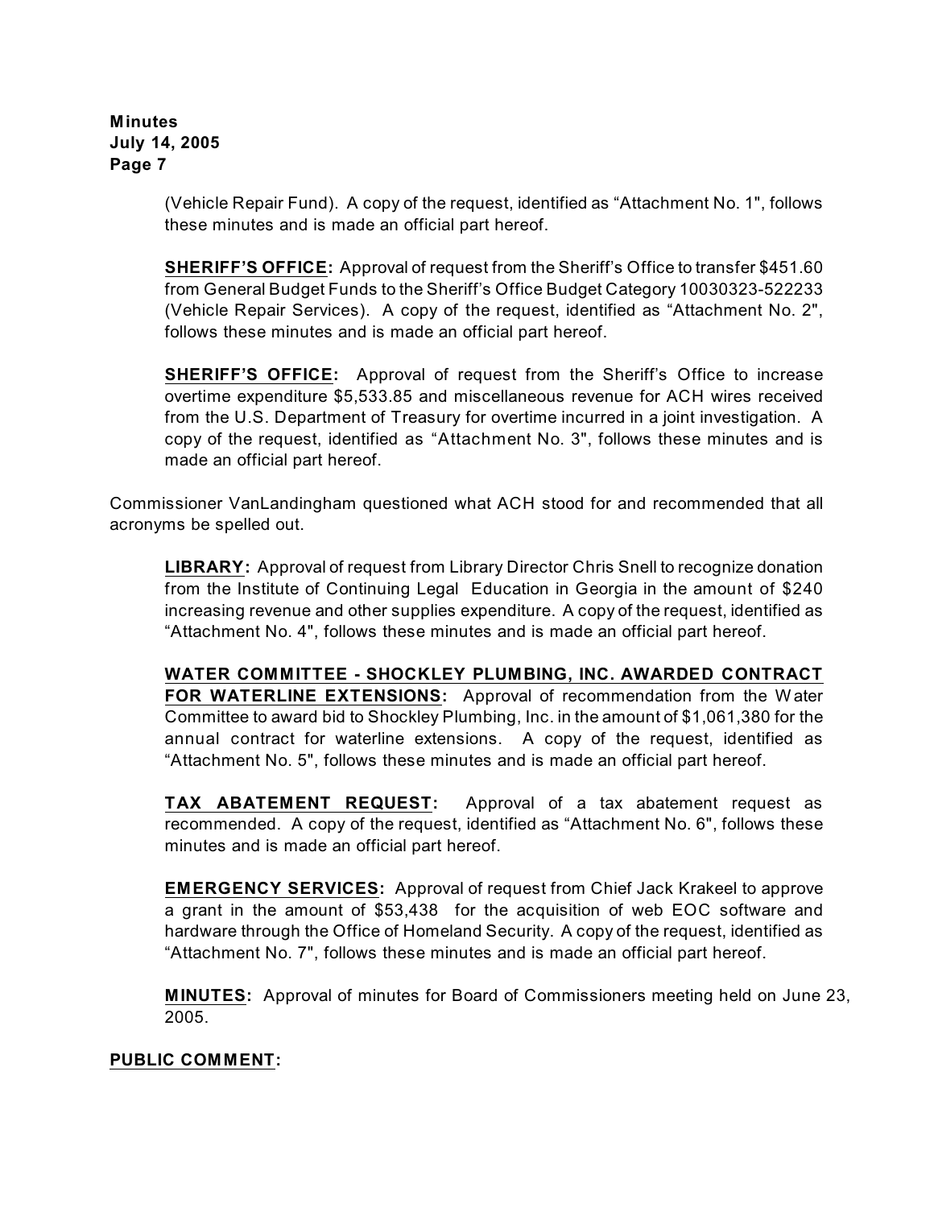(Vehicle Repair Fund). A copy of the request, identified as "Attachment No. 1", follows these minutes and is made an official part hereof.

**SHERIFF'S OFFICE:** Approval of request from the Sheriff's Office to transfer $451.60 from General Budget Funds to the Sheriff's Office Budget Category 10030323-522233 (Vehicle Repair Services). A copy of the request, identified as "Attachment No. 2", follows these minutes and is made an official part hereof.

**SHERIFF'S OFFICE:** Approval of request from the Sheriff's Office to increase overtime expenditure $5,533.85 and miscellaneous revenue for ACH wires received from the U.S. Department of Treasury for overtime incurred in a joint investigation. A copy of the request, identified as "Attachment No. 3", follows these minutes and is made an official part hereof.

Commissioner VanLandingham questioned what ACH stood for and recommended that all acronyms be spelled out.

**LIBRARY:** Approval of request from Library Director Chris Snell to recognize donation from the Institute of Continuing Legal Education in Georgia in the amount of $240 increasing revenue and other supplies expenditure. A copy of the request, identified as "Attachment No. 4", follows these minutes and is made an official part hereof.

**WATER COMMITTEE - SHOCKLEY PLUMBING, INC. AWARDED CONTRACT FOR WATERLINE EXTENSIONS:** Approval of recommendation from the Water Committee to award bid to Shockley Plumbing, Inc. in the amount of $1,061,380 for the annual contract for waterline extensions. A copy of the request, identified as "Attachment No. 5", follows these minutes and is made an official part hereof.

**TAX ABATEMENT REQUEST:** Approval of a tax abatement request as recommended. A copy of the request, identified as "Attachment No. 6", follows these minutes and is made an official part hereof.

**EMERGENCY SERVICES:** Approval of request from Chief Jack Krakeel to approve a grant in the amount of $53,438 for the acquisition of web EOC software and hardware through the Office of Homeland Security. A copy of the request, identified as "Attachment No. 7", follows these minutes and is made an official part hereof.

**MINUTES:** Approval of minutes for Board of Commissioners meeting held on June 23, 2005.

**PUBLIC COMMENT:**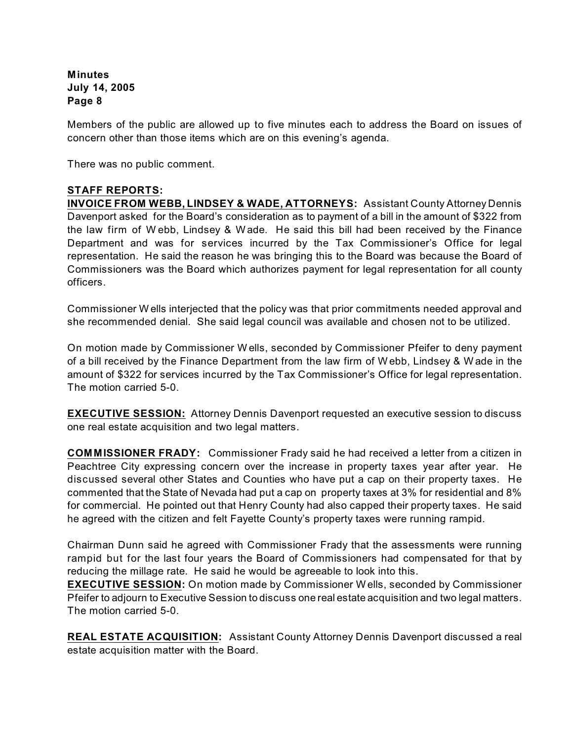Members of the public are allowed up to five minutes each to address the Board on issues of concern other than those items which are on this evening's agenda.

There was no public comment.

**STAFF REPORTS:**

**INVOICE FROM WEBB, LINDSEY & WADE, ATTORNEYS:** Assistant County Attorney Dennis Davenport asked for the Board's consideration as to payment of a bill in the amount of $322 from the law firm of Webb, Lindsey & Wade. He said this bill had been received by the Finance Department and was for services incurred by the Tax Commissioner's Office for legal representation. He said the reason he was bringing this to the Board was because the Board of Commissioners was the Board which authorizes payment for legal representation for all county officers.

Commissioner Wells interjected that the policy was that prior commitments needed approval and she recommended denial. She said legal council was available and chosen not to be utilized.

On motion made by Commissioner Wells, seconded by Commissioner Pfeifer to deny payment of a bill received by the Finance Department from the law firm of Webb, Lindsey & Wade in the amount of $322 for services incurred by the Tax Commissioner's Office for legal representation. The motion carried 5-0.

**EXECUTIVE SESSION:** Attorney Dennis Davenport requested an executive session to discuss one real estate acquisition and two legal matters.

**COMMISSIONER FRADY:** Commissioner Frady said he had received a letter from a citizen in Peachtree City expressing concern over the increase in property taxes year after year. He discussed several other States and Counties who have put a cap on their property taxes. He commented that the State of Nevada had put a cap on property taxes at 3% for residential and 8% for commercial. He pointed out that Henry County had also capped their property taxes. He said he agreed with the citizen and felt Fayette County's property taxes were running rampid.

Chairman Dunn said he agreed with Commissioner Frady that the assessments were running rampid but for the last four years the Board of Commissioners had compensated for that by reducing the millage rate. He said he would be agreeable to look into this.

**EXECUTIVE SESSION:** On motion made by Commissioner Wells, seconded by Commissioner Pfeifer to adjourn to Executive Session to discuss one real estate acquisition and two legal matters. The motion carried 5-0.

**REAL ESTATE ACQUISITION:** Assistant County Attorney Dennis Davenport discussed a real estate acquisition matter with the Board.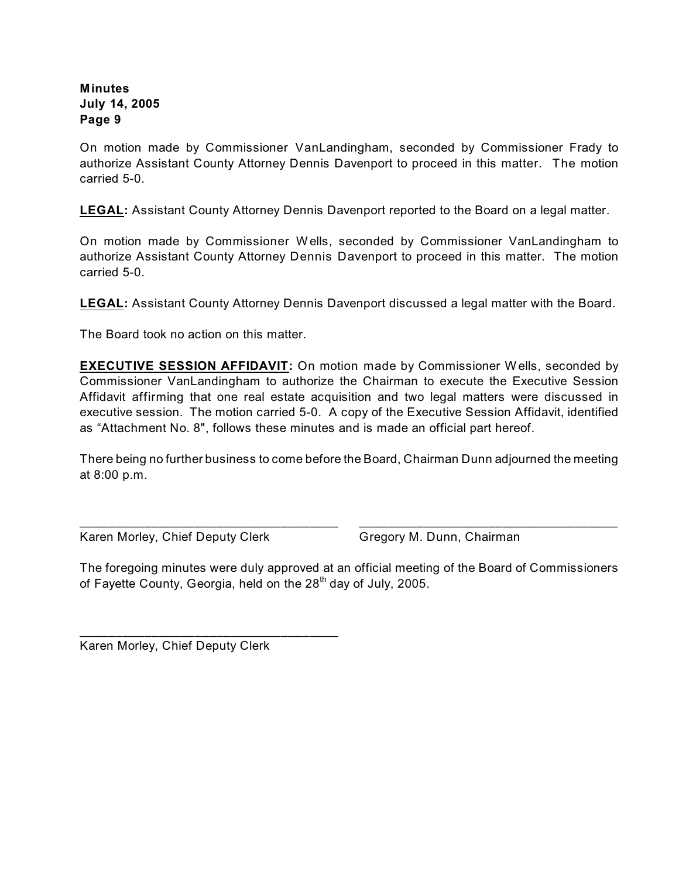On motion made by Commissioner VanLandingham, seconded by Commissioner Frady to authorize Assistant County Attorney Dennis Davenport to proceed in this matter. The motion carried 5-0.

**LEGAL:** Assistant County Attorney Dennis Davenport reported to the Board on a legal matter.

On motion made by Commissioner Wells, seconded by Commissioner VanLandingham to authorize Assistant County Attorney Dennis Davenport to proceed in this matter. The motion carried 5-0.

**LEGAL:** Assistant County Attorney Dennis Davenport discussed a legal matter with the Board.

The Board took no action on this matter.

**EXECUTIVE SESSION AFFIDAVIT:** On motion made by Commissioner Wells, seconded by Commissioner VanLandingham to authorize the Chairman to execute the Executive Session Affidavit affirming that one real estate acquisition and two legal matters were discussed in executive session. The motion carried 5-0. A copy of the Executive Session Affidavit, identified as "Attachment No. 8", follows these minutes and is made an official part hereof.

There being no further business to come before the Board, Chairman Dunn adjourned the meeting at 8:00 p.m.

_____________________________________ _____________________________________

Karen Morley, Chief Deputy Clerk Gregory M. Dunn, Chairman

The foregoing minutes were duly approved at an official meeting of the Board of Commissioners of Fayette County, Georgia, held on the 28th day of July, 2005.

_____________________________________

Karen Morley, Chief Deputy Clerk